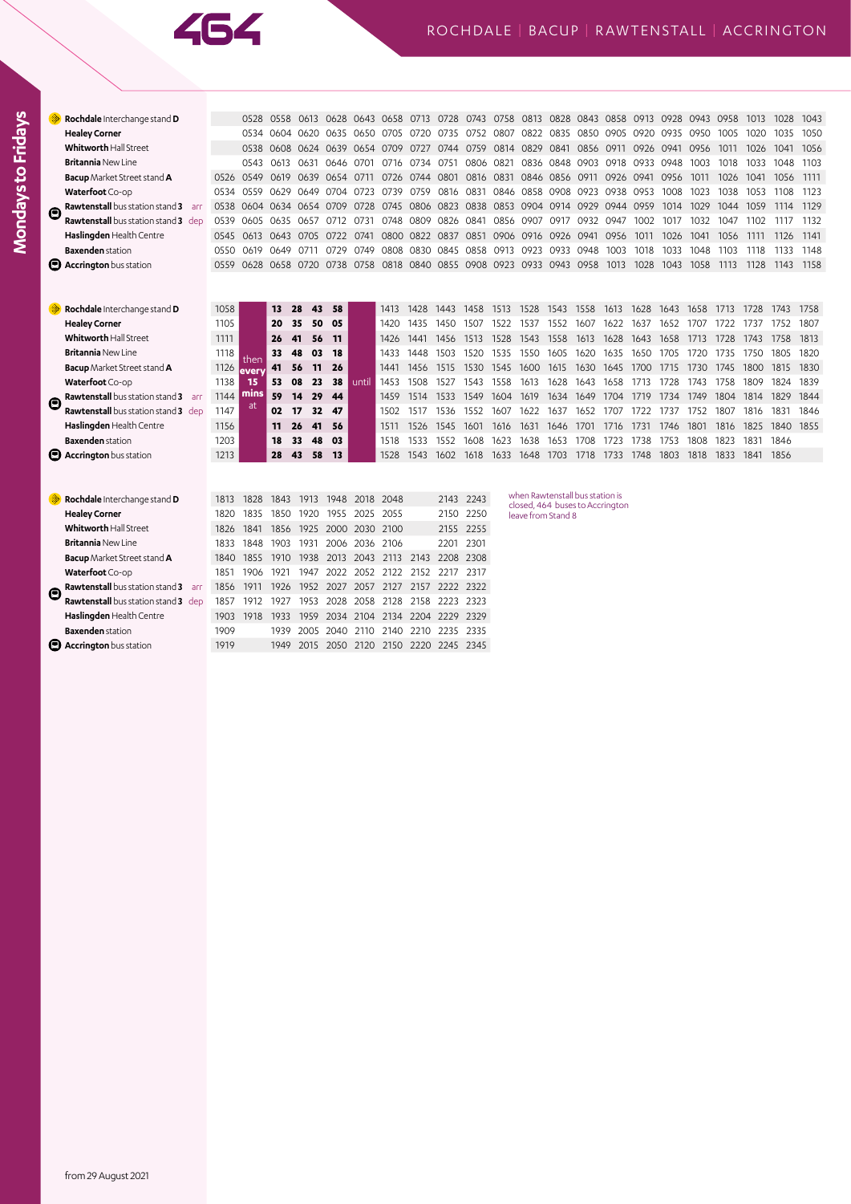# 464

## ROCHDALE | BACUP | RAWTENSTALL | ACCRINGTON

### Mondays to Fridays

| Stop | | | | | | | | | | | | | | | | | | | | | | |
|---|---|---|---|---|---|---|---|---|---|---|---|---|---|---|---|---|---|---|---|---|---|---|
| **Rochdale** Interchange stand **D** | | | 0528 | 0558 | 0613 | 0628 | 0643 | 0658 | 0713 | 0728 | 0743 | 0758 | 0813 | 0828 | 0843 | 0858 | 0913 | 0928 | 0943 | 0958 | 1013 | 1028 | 1043 |
| **Healey Corner** | | | 0534 | 0604 | 0620 | 0635 | 0650 | 0705 | 0720 | 0735 | 0752 | 0807 | 0822 | 0835 | 0850 | 0905 | 0920 | 0935 | 0950 | 1005 | 1020 | 1035 | 1050 |
| **Whitworth** Hall Street | | | 0538 | 0608 | 0624 | 0639 | 0654 | 0709 | 0727 | 0744 | 0759 | 0814 | 0829 | 0841 | 0856 | 0911 | 0926 | 0941 | 0956 | 1011 | 1026 | 1041 | 1056 |
| **Britannia** New Line | | | 0543 | 0613 | 0631 | 0646 | 0701 | 0716 | 0734 | 0751 | 0806 | 0821 | 0836 | 0848 | 0903 | 0918 | 0933 | 0948 | 1003 | 1018 | 1033 | 1048 | 1103 |
| **Bacup** Market Street stand **A** | | 0526 | 0549 | 0619 | 0639 | 0654 | 0711 | 0726 | 0744 | 0801 | 0816 | 0831 | 0846 | 0856 | 0911 | 0926 | 0941 | 0956 | 1011 | 1026 | 1041 | 1056 | 1111 |
| **Waterfoot** Co-op | | 0534 | 0559 | 0629 | 0649 | 0704 | 0723 | 0739 | 0759 | 0816 | 0831 | 0846 | 0858 | 0908 | 0923 | 0938 | 0953 | 1008 | 1023 | 1038 | 1053 | 1108 | 1123 |
| **Rawtenstall** bus station stand **3** | arr | 0538 | 0604 | 0634 | 0654 | 0709 | 0728 | 0745 | 0806 | 0823 | 0838 | 0853 | 0904 | 0914 | 0929 | 0944 | 0959 | 1014 | 1029 | 1044 | 1059 | 1114 | 1129 |
| **Rawtenstall** bus station stand **3** | dep | 0539 | 0605 | 0635 | 0657 | 0712 | 0731 | 0748 | 0809 | 0826 | 0841 | 0856 | 0907 | 0917 | 0932 | 0947 | 1002 | 1017 | 1032 | 1047 | 1102 | 1117 | 1132 |
| **Haslingden** Health Centre | | 0545 | 0613 | 0643 | 0705 | 0722 | 0741 | 0800 | 0822 | 0837 | 0851 | 0906 | 0916 | 0926 | 0941 | 0956 | 1011 | 1026 | 1041 | 1056 | 1111 | 1126 | 1141 |
| **Baxenden** station | | 0550 | 0619 | 0649 | 0711 | 0729 | 0749 | 0808 | 0830 | 0845 | 0858 | 0913 | 0923 | 0933 | 0948 | 1003 | 1018 | 1033 | 1048 | 1103 | 1118 | 1133 | 1148 |
| **Accrington** bus station | | 0559 | 0628 | 0658 | 0720 | 0738 | 0758 | 0818 | 0840 | 0855 | 0908 | 0923 | 0933 | 0943 | 0958 | 1013 | 1028 | 1043 | 1058 | 1113 | 1128 | 1143 | 1158 |

| Stop | | | | | | | | | | | | | | | | | | | | | | | | |
|---|---|---|---|---|---|---|---|---|---|---|---|---|---|---|---|---|---|---|---|---|---|---|---|---|
| **Rochdale** Interchange stand **D** | | 1058 | then every 15 mins at | **13** | **28** | **43** | **58** | until | 1413 | 1428 | 1443 | 1458 | 1513 | 1528 | 1543 | 1558 | 1613 | 1628 | 1643 | 1658 | 1713 | 1728 | 1743 | 1758 |
| **Healey Corner** | | 1105 | | **20** | **35** | **50** | **05** | | 1420 | 1435 | 1450 | 1507 | 1522 | 1537 | 1552 | 1607 | 1622 | 1637 | 1652 | 1707 | 1722 | 1737 | 1752 | 1807 |
| **Whitworth** Hall Street | | 1111 | | **26** | **41** | **56** | **11** | | 1426 | 1441 | 1456 | 1513 | 1528 | 1543 | 1558 | 1613 | 1628 | 1643 | 1658 | 1713 | 1728 | 1743 | 1758 | 1813 |
| **Britannia** New Line | | 1118 | | **33** | **48** | **03** | **18** | | 1433 | 1448 | 1503 | 1520 | 1535 | 1550 | 1605 | 1620 | 1635 | 1650 | 1705 | 1720 | 1735 | 1750 | 1805 | 1820 |
| **Bacup** Market Street stand **A** | | 1126 | | **41** | **56** | **11** | **26** | | 1441 | 1456 | 1515 | 1530 | 1545 | 1600 | 1615 | 1630 | 1645 | 1700 | 1715 | 1730 | 1745 | 1800 | 1815 | 1830 |
| **Waterfoot** Co-op | | 1138 | | **53** | **08** | **23** | **38** | | 1453 | 1508 | 1527 | 1543 | 1558 | 1613 | 1628 | 1643 | 1658 | 1713 | 1728 | 1743 | 1758 | 1809 | 1824 | 1839 |
| **Rawtenstall** bus station stand **3** | arr | 1144 | | **59** | **14** | **29** | **44** | | 1459 | 1514 | 1533 | 1549 | 1604 | 1619 | 1634 | 1649 | 1704 | 1719 | 1734 | 1749 | 1804 | 1814 | 1829 | 1844 |
| **Rawtenstall** bus station stand **3** | dep | 1147 | | **02** | **17** | **32** | **47** | | 1502 | 1517 | 1536 | 1552 | 1607 | 1622 | 1637 | 1652 | 1707 | 1722 | 1737 | 1752 | 1807 | 1816 | 1831 | 1846 |
| **Haslingden** Health Centre | | 1156 | | **11** | **26** | **41** | **56** | | 1511 | 1526 | 1545 | 1601 | 1616 | 1631 | 1646 | 1701 | 1716 | 1731 | 1746 | 1801 | 1816 | 1825 | 1840 | 1855 |
| **Baxenden** station | | 1203 | | **18** | **33** | **48** | **03** | | 1518 | 1533 | 1552 | 1608 | 1623 | 1638 | 1653 | 1708 | 1723 | 1738 | 1753 | 1808 | 1823 | 1831 | 1846 | |
| **Accrington** bus station | | 1213 | | **28** | **43** | **58** | **13** | | 1528 | 1543 | 1602 | 1618 | 1633 | 1648 | 1703 | 1718 | 1733 | 1748 | 1803 | 1818 | 1833 | 1841 | 1856 | |

| Stop | | | | | | | | | | | |
|---|---|---|---|---|---|---|---|---|---|---|---|
| **Rochdale** Interchange stand **D** | | 1813 | 1828 | 1843 | 1913 | 1948 | 2018 | 2048 | | 2143 | 2243 |
| **Healey Corner** | | 1820 | 1835 | 1850 | 1920 | 1955 | 2025 | 2055 | | 2150 | 2250 |
| **Whitworth** Hall Street | | 1826 | 1841 | 1856 | 1925 | 2000 | 2030 | 2100 | | 2155 | 2255 |
| **Britannia** New Line | | 1833 | 1848 | 1903 | 1931 | 2006 | 2036 | 2106 | | 2201 | 2301 |
| **Bacup** Market Street stand **A** | | 1840 | 1855 | 1910 | 1938 | 2013 | 2043 | 2113 | 2143 | 2208 | 2308 |
| **Waterfoot** Co-op | | 1851 | 1906 | 1921 | 1947 | 2022 | 2052 | 2122 | 2152 | 2217 | 2317 |
| **Rawtenstall** bus station stand **3** | arr | 1856 | 1911 | 1926 | 1952 | 2027 | 2057 | 2127 | 2157 | 2222 | 2322 |
| **Rawtenstall** bus station stand **3** | dep | 1857 | 1912 | 1927 | 1953 | 2028 | 2058 | 2128 | 2158 | 2223 | 2323 |
| **Haslingden** Health Centre | | 1903 | 1918 | 1933 | 1959 | 2034 | 2104 | 2134 | 2204 | 2229 | 2329 |
| **Baxenden** station | | 1909 | | 1939 | 2005 | 2040 | 2110 | 2140 | 2210 | 2235 | 2335 |
| **Accrington** bus station | | 1919 | | 1949 | 2015 | 2050 | 2120 | 2150 | 2220 | 2245 | 2345 |

when Rawtenstall bus station is closed, 464 buses to Accrington leave from Stand 8

from 29 August 2021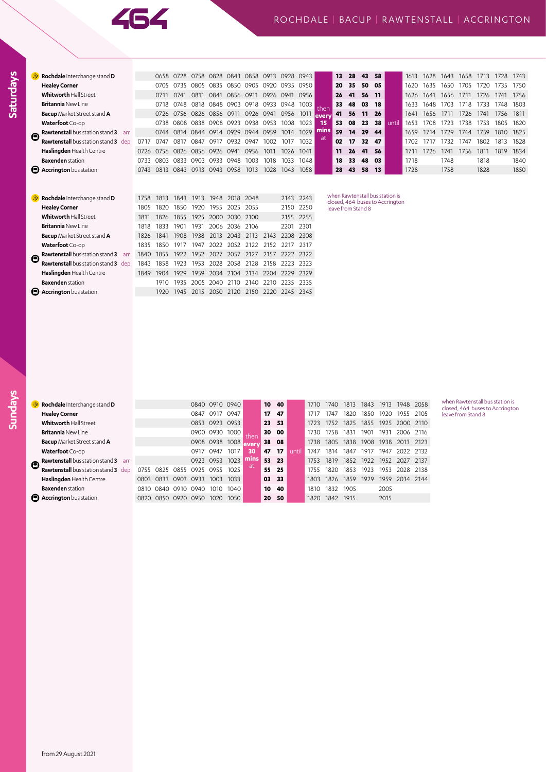# 464

ROCHDALE | BACUP | RAWTENSTALL | ACCRINGTON

## Saturdays

| Stop | | | | | | | | | | | | | | | | | | | | | | | |
|---|---|---|---|---|---|---|---|---|---|---|---|---|---|---|---|---|---|---|---|---|---|---|---|
| **Rochdale** Interchange stand **D** | | | 0658 | 0728 | 0758 | 0828 | 0843 | 0858 | 0913 | 0928 | 0943 | then every 15 mins at | **13** | **28** | **43** | **58** | until | 1613 | 1628 | 1643 | 1658 | 1713 | 1728 | 1743 |
| **Healey Corner** | | | 0705 | 0735 | 0805 | 0835 | 0850 | 0905 | 0920 | 0935 | 0950 | | **20** | **35** | **50** | **05** | | 1620 | 1635 | 1650 | 1705 | 1720 | 1735 | 1750 |
| **Whitworth** Hall Street | | | 0711 | 0741 | 0811 | 0841 | 0856 | 0911 | 0926 | 0941 | 0956 | | **26** | **41** | **56** | **11** | | 1626 | 1641 | 1656 | 1711 | 1726 | 1741 | 1756 |
| **Britannia** New Line | | | 0718 | 0748 | 0818 | 0848 | 0903 | 0918 | 0933 | 0948 | 1003 | | **33** | **48** | **03** | **18** | | 1633 | 1648 | 1703 | 1718 | 1733 | 1748 | 1803 |
| **Bacup** Market Street stand **A** | | | 0726 | 0756 | 0826 | 0856 | 0911 | 0926 | 0941 | 0956 | 1011 | | **41** | **56** | **11** | **26** | | 1641 | 1656 | 1711 | 1726 | 1741 | 1756 | 1811 |
| **Waterfoot** Co-op | | | 0738 | 0808 | 0838 | 0908 | 0923 | 0938 | 0953 | 1008 | 1023 | | **53** | **08** | **23** | **38** | | 1653 | 1708 | 1723 | 1738 | 1753 | 1805 | 1820 |
| **Rawtenstall** bus station stand **3** | arr | | 0744 | 0814 | 0844 | 0914 | 0929 | 0944 | 0959 | 1014 | 1029 | | **59** | **14** | **29** | **44** | | 1659 | 1714 | 1729 | 1744 | 1759 | 1810 | 1825 |
| **Rawtenstall** bus station stand **3** | dep | 0717 | 0747 | 0817 | 0847 | 0917 | 0932 | 0947 | 1002 | 1017 | 1032 | | **02** | **17** | **32** | **47** | | 1702 | 1717 | 1732 | 1747 | 1802 | 1813 | 1828 |
| **Haslingden** Health Centre | | 0726 | 0756 | 0826 | 0856 | 0926 | 0941 | 0956 | 1011 | 1026 | 1041 | | **11** | **26** | **41** | **56** | | 1711 | 1726 | 1741 | 1756 | 1811 | 1819 | 1834 |
| **Baxenden** station | | 0733 | 0803 | 0833 | 0903 | 0933 | 0948 | 1003 | 1018 | 1033 | 1048 | | **18** | **33** | **48** | **03** | | 1718 | | 1748 | | 1818 | | 1840 |
| **Accrington** bus station | | 0743 | 0813 | 0843 | 0913 | 0943 | 0958 | 1013 | 1028 | 1043 | 1058 | | **28** | **43** | **58** | **13** | | 1728 | | 1758 | | 1828 | | 1850 |

| Stop | | | | | | | | | | | |
|---|---|---|---|---|---|---|---|---|---|---|---|
| **Rochdale** Interchange stand **D** | | 1758 | 1813 | 1843 | 1913 | 1948 | 2018 | 2048 | | 2143 | 2243 |
| **Healey Corner** | | 1805 | 1820 | 1850 | 1920 | 1955 | 2025 | 2055 | | 2150 | 2250 |
| **Whitworth** Hall Street | | 1811 | 1826 | 1855 | 1925 | 2000 | 2030 | 2100 | | 2155 | 2255 |
| **Britannia** New Line | | 1818 | 1833 | 1901 | 1931 | 2006 | 2036 | 2106 | | 2201 | 2301 |
| **Bacup** Market Street stand **A** | | 1826 | 1841 | 1908 | 1938 | 2013 | 2043 | 2113 | 2143 | 2208 | 2308 |
| **Waterfoot** Co-op | | 1835 | 1850 | 1917 | 1947 | 2022 | 2052 | 2122 | 2152 | 2217 | 2317 |
| **Rawtenstall** bus station stand **3** | arr | 1840 | 1855 | 1922 | 1952 | 2027 | 2057 | 2127 | 2157 | 2222 | 2322 |
| **Rawtenstall** bus station stand **3** | dep | 1843 | 1858 | 1923 | 1953 | 2028 | 2058 | 2128 | 2158 | 2223 | 2323 |
| **Haslingden** Health Centre | | 1849 | 1904 | 1929 | 1959 | 2034 | 2104 | 2134 | 2204 | 2229 | 2329 |
| **Baxenden** station | | | 1910 | 1935 | 2005 | 2040 | 2110 | 2140 | 2210 | 2235 | 2335 |
| **Accrington** bus station | | | 1920 | 1945 | 2015 | 2050 | 2120 | 2150 | 2220 | 2245 | 2345 |

when Rawtenstall bus station is closed, 464 buses to Accrington leave from Stand 8

## Sundays

| Stop | | | | | | | | | | | | | | | | | | | |
|---|---|---|---|---|---|---|---|---|---|---|---|---|---|---|---|---|---|---|---|
| **Rochdale** Interchange stand **D** | | | | | 0840 | 0910 | 0940 | then every 30 mins at | **10** | **40** | until | 1710 | 1740 | 1813 | 1843 | 1913 | 1948 | 2058 |
| **Healey Corner** | | | | | 0847 | 0917 | 0947 | | **17** | **47** | | 1717 | 1747 | 1820 | 1850 | 1920 | 1955 | 2105 |
| **Whitworth** Hall Street | | | | | 0853 | 0923 | 0953 | | **23** | **53** | | 1723 | 1752 | 1825 | 1855 | 1925 | 2000 | 2110 |
| **Britannia** New Line | | | | | 0900 | 0930 | 1000 | | **30** | **00** | | 1730 | 1758 | 1831 | 1901 | 1931 | 2006 | 2116 |
| **Bacup** Market Street stand **A** | | | | | 0908 | 0938 | 1008 | | **38** | **08** | | 1738 | 1805 | 1838 | 1908 | 1938 | 2013 | 2123 |
| **Waterfoot** Co-op | | | | | 0917 | 0947 | 1017 | | **47** | **17** | | 1747 | 1814 | 1847 | 1917 | 1947 | 2022 | 2132 |
| **Rawtenstall** bus station stand **3** | arr | | | | 0923 | 0953 | 1023 | | **53** | **23** | | 1753 | 1819 | 1852 | 1922 | 1952 | 2027 | 2137 |
| **Rawtenstall** bus station stand **3** | dep | 0755 | 0825 | 0855 | 0925 | 0955 | 1025 | | **55** | **25** | | 1755 | 1820 | 1853 | 1923 | 1953 | 2028 | 2138 |
| **Haslingden** Health Centre | | 0803 | 0833 | 0903 | 0933 | 1003 | 1033 | | **03** | **33** | | 1803 | 1826 | 1859 | 1929 | 1959 | 2034 | 2144 |
| **Baxenden** station | | 0810 | 0840 | 0910 | 0940 | 1010 | 1040 | | **10** | **40** | | 1810 | 1832 | 1905 | | 2005 | | |
| **Accrington** bus station | | 0820 | 0850 | 0920 | 0950 | 1020 | 1050 | | **20** | **50** | | 1820 | 1842 | 1915 | | 2015 | | |

when Rawtenstall bus station is closed, 464 buses to Accrington leave from Stand 8

from 29 August 2021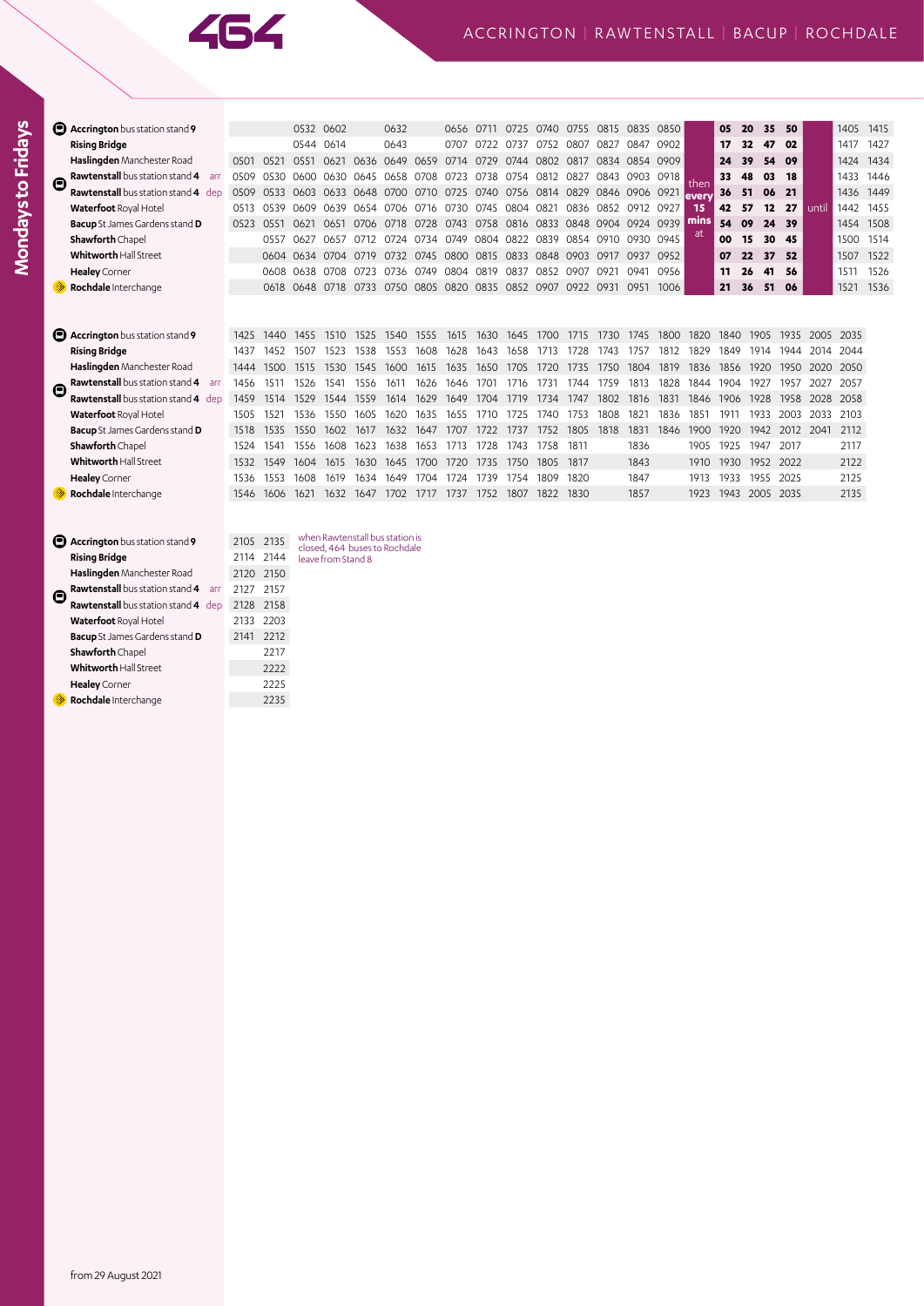# 464

## ACCRINGTON | RAWTENSTALL | BACUP | ROCHDALE

### Mondays to Fridays

| Stop | | | | | | | | | | | | | | | | | | | | | | | |
|---|---|---|---|---|---|---|---|---|---|---|---|---|---|---|---|---|---|---|---|---|---|---|---|
| **Accrington** bus station stand **9** | | | | 0532 | 0602 | | 0632 | | 0656 | 0711 | 0725 | 0740 | 0755 | 0815 | 0835 | 0850 | then every 15 mins at | 05 | 20 | 35 | 50 | until | 1405 | 1415 |
| **Rising Bridge** | | | | 0544 | 0614 | | 0643 | | 0707 | 0722 | 0737 | 0752 | 0807 | 0827 | 0847 | 0902 | | 17 | 32 | 47 | 02 | | 1417 | 1427 |
| **Haslingden** Manchester Road | | 0501 | 0521 | 0551 | 0621 | 0636 | 0649 | 0659 | 0714 | 0729 | 0744 | 0802 | 0817 | 0834 | 0854 | 0909 | | 24 | 39 | 54 | 09 | | 1424 | 1434 |
| **Rawtenstall** bus station stand **4** | arr | 0509 | 0530 | 0600 | 0630 | 0645 | 0658 | 0708 | 0723 | 0738 | 0754 | 0812 | 0827 | 0843 | 0903 | 0918 | | 33 | 48 | 03 | 18 | | 1433 | 1446 |
| **Rawtenstall** bus station stand **4** | dep | 0509 | 0533 | 0603 | 0633 | 0648 | 0700 | 0710 | 0725 | 0740 | 0756 | 0814 | 0829 | 0846 | 0906 | 0921 | | 36 | 51 | 06 | 21 | | 1436 | 1449 |
| **Waterfoot** Royal Hotel | | 0513 | 0539 | 0609 | 0639 | 0654 | 0706 | 0716 | 0730 | 0745 | 0804 | 0821 | 0836 | 0852 | 0912 | 0927 | | 42 | 57 | 12 | 27 | | 1442 | 1455 |
| **Bacup** St James Gardens stand **D** | | 0523 | 0551 | 0621 | 0651 | 0706 | 0718 | 0728 | 0743 | 0758 | 0816 | 0833 | 0848 | 0904 | 0924 | 0939 | | 54 | 09 | 24 | 39 | | 1454 | 1508 |
| **Shawforth** Chapel | | | 0557 | 0627 | 0657 | 0712 | 0724 | 0734 | 0749 | 0804 | 0822 | 0839 | 0854 | 0910 | 0930 | 0945 | | 00 | 15 | 30 | 45 | | 1500 | 1514 |
| **Whitworth** Hall Street | | | 0604 | 0634 | 0704 | 0719 | 0732 | 0745 | 0800 | 0815 | 0833 | 0848 | 0903 | 0917 | 0937 | 0952 | | 07 | 22 | 37 | 52 | | 1507 | 1522 |
| **Healey** Corner | | | 0608 | 0638 | 0708 | 0723 | 0736 | 0749 | 0804 | 0819 | 0837 | 0852 | 0907 | 0921 | 0941 | 0956 | | 11 | 26 | 41 | 56 | | 1511 | 1526 |
| **Rochdale** Interchange | | | 0618 | 0648 | 0718 | 0733 | 0750 | 0805 | 0820 | 0835 | 0852 | 0907 | 0922 | 0931 | 0951 | 1006 | | 21 | 36 | 51 | 06 | | 1521 | 1536 |

| Stop | | | | | | | | | | | | | | | | | | | | | | |
|---|---|---|---|---|---|---|---|---|---|---|---|---|---|---|---|---|---|---|---|---|---|---|
| **Accrington** bus station stand **9** | | 1425 | 1440 | 1455 | 1510 | 1525 | 1540 | 1555 | 1615 | 1630 | 1645 | 1700 | 1715 | 1730 | 1745 | 1800 | 1820 | 1840 | 1905 | 1935 | 2005 | 2035 |
| **Rising Bridge** | | 1437 | 1452 | 1507 | 1523 | 1538 | 1553 | 1608 | 1628 | 1643 | 1658 | 1713 | 1728 | 1743 | 1757 | 1812 | 1829 | 1849 | 1914 | 1944 | 2014 | 2044 |
| **Haslingden** Manchester Road | | 1444 | 1500 | 1515 | 1530 | 1545 | 1600 | 1615 | 1635 | 1650 | 1705 | 1720 | 1735 | 1750 | 1804 | 1819 | 1836 | 1856 | 1920 | 1950 | 2020 | 2050 |
| **Rawtenstall** bus station stand **4** | arr | 1456 | 1511 | 1526 | 1541 | 1556 | 1611 | 1626 | 1646 | 1701 | 1716 | 1731 | 1744 | 1759 | 1813 | 1828 | 1844 | 1904 | 1927 | 1957 | 2027 | 2057 |
| **Rawtenstall** bus station stand **4** | dep | 1459 | 1514 | 1529 | 1544 | 1559 | 1614 | 1629 | 1649 | 1704 | 1719 | 1734 | 1747 | 1802 | 1816 | 1831 | 1846 | 1906 | 1928 | 1958 | 2028 | 2058 |
| **Waterfoot** Royal Hotel | | 1505 | 1521 | 1536 | 1550 | 1605 | 1620 | 1635 | 1655 | 1710 | 1725 | 1740 | 1753 | 1808 | 1821 | 1836 | 1851 | 1911 | 1933 | 2003 | 2033 | 2103 |
| **Bacup** St James Gardens stand **D** | | 1518 | 1535 | 1550 | 1602 | 1617 | 1632 | 1647 | 1707 | 1722 | 1737 | 1752 | 1805 | 1818 | 1831 | 1846 | 1900 | 1920 | 1942 | 2012 | 2041 | 2112 |
| **Shawforth** Chapel | | 1524 | 1541 | 1556 | 1608 | 1623 | 1638 | 1653 | 1713 | 1728 | 1743 | 1758 | 1811 | | 1836 | | 1905 | 1925 | 1947 | 2017 | | 2117 |
| **Whitworth** Hall Street | | 1532 | 1549 | 1604 | 1615 | 1630 | 1645 | 1700 | 1720 | 1735 | 1750 | 1805 | 1817 | | 1843 | | 1910 | 1930 | 1952 | 2022 | | 2122 |
| **Healey** Corner | | 1536 | 1553 | 1608 | 1619 | 1634 | 1649 | 1704 | 1724 | 1739 | 1754 | 1809 | 1820 | | 1847 | | 1913 | 1933 | 1955 | 2025 | | 2125 |
| **Rochdale** Interchange | | 1546 | 1606 | 1621 | 1632 | 1647 | 1702 | 1717 | 1737 | 1752 | 1807 | 1822 | 1830 | | 1857 | | 1923 | 1943 | 2005 | 2035 | | 2135 |

| Stop | | | |
|---|---|---|---|
| **Accrington** bus station stand **9** | | 2105 | 2135 |
| **Rising Bridge** | | 2114 | 2144 |
| **Haslingden** Manchester Road | | 2120 | 2150 |
| **Rawtenstall** bus station stand **4** | arr | 2127 | 2157 |
| **Rawtenstall** bus station stand **4** | dep | 2128 | 2158 |
| **Waterfoot** Royal Hotel | | 2133 | 2203 |
| **Bacup** St James Gardens stand **D** | | 2141 | 2212 |
| **Shawforth** Chapel | | | 2217 |
| **Whitworth** Hall Street | | | 2222 |
| **Healey** Corner | | | 2225 |
| **Rochdale** Interchange | | | 2235 |

when Rawtenstall bus station is closed, 464 buses to Rochdale leave from Stand 8

from 29 August 2021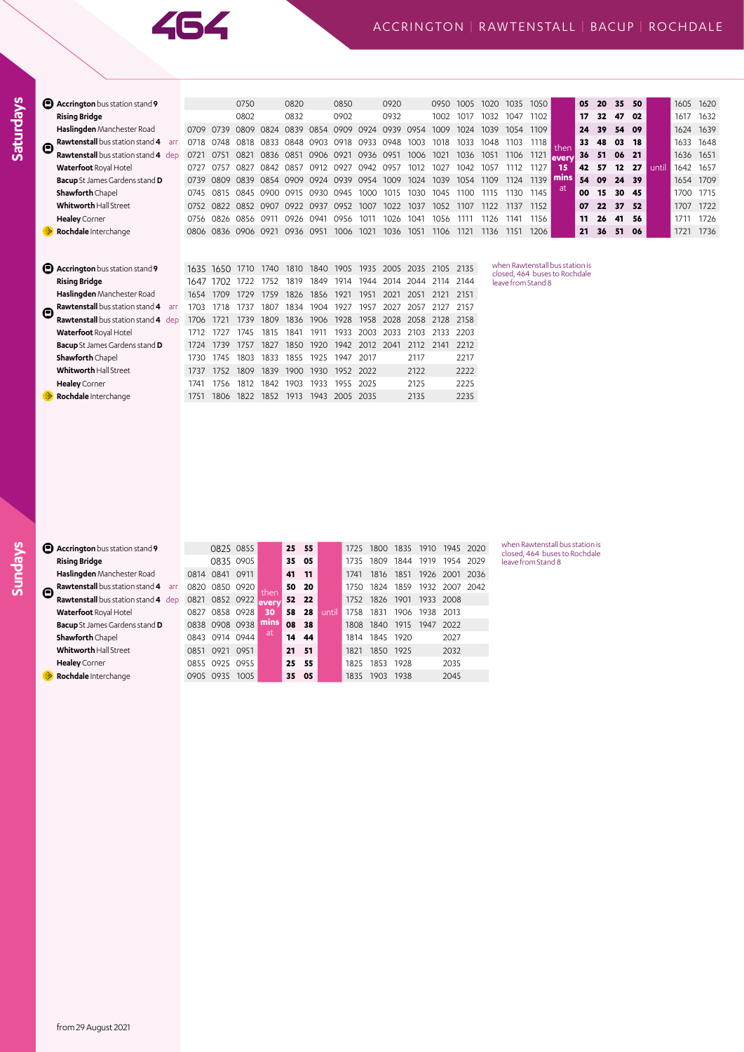# 464

ACCRINGTON | RAWTENSTALL | BACUP | ROCHDALE

## Saturdays

| | | | | | | | | | | | | | | | | | | | | | | | |
|---|---|---|---|---|---|---|---|---|---|---|---|---|---|---|---|---|---|---|---|---|---|---|---|
| **Accrington** bus station stand **9** | | | 0750 | | 0820 | | 0850 | | 0920 | | 0950 | 1005 | 1020 | 1035 | 1050 | then every 15 mins at | **05** | **20** | **35** | **50** | until | 1605 | 1620 |
| **Rising Bridge** | | | 0802 | | 0832 | | 0902 | | 0932 | | 1002 | 1017 | 1032 | 1047 | 1102 | | **17** | **32** | **47** | **02** | | 1617 | 1632 |
| **Haslingden** Manchester Road | 0709 | 0739 | 0809 | 0824 | 0839 | 0854 | 0909 | 0924 | 0939 | 0954 | 1009 | 1024 | 1039 | 1054 | 1109 | | **24** | **39** | **54** | **09** | | 1624 | 1639 |
| **Rawtenstall** bus station stand **4** arr | 0718 | 0748 | 0818 | 0833 | 0848 | 0903 | 0918 | 0933 | 0948 | 1003 | 1018 | 1033 | 1048 | 1103 | 1118 | | **33** | **48** | **03** | **18** | | 1633 | 1648 |
| **Rawtenstall** bus station stand **4** dep | 0721 | 0751 | 0821 | 0836 | 0851 | 0906 | 0921 | 0936 | 0951 | 1006 | 1021 | 1036 | 1051 | 1106 | 1121 | | **36** | **51** | **06** | **21** | | 1636 | 1651 |
| **Waterfoot** Royal Hotel | 0727 | 0757 | 0827 | 0842 | 0857 | 0912 | 0927 | 0942 | 0957 | 1012 | 1027 | 1042 | 1057 | 1112 | 1127 | | **42** | **57** | **12** | **27** | | 1642 | 1657 |
| **Bacup** St James Gardens stand **D** | 0739 | 0809 | 0839 | 0854 | 0909 | 0924 | 0939 | 0954 | 1009 | 1024 | 1039 | 1054 | 1109 | 1124 | 1139 | | **54** | **09** | **24** | **39** | | 1654 | 1709 |
| **Shawforth** Chapel | 0745 | 0815 | 0845 | 0900 | 0915 | 0930 | 0945 | 1000 | 1015 | 1030 | 1045 | 1100 | 1115 | 1130 | 1145 | | **00** | **15** | **30** | **45** | | 1700 | 1715 |
| **Whitworth** Hall Street | 0752 | 0822 | 0852 | 0907 | 0922 | 0937 | 0952 | 1007 | 1022 | 1037 | 1052 | 1107 | 1122 | 1137 | 1152 | | **07** | **22** | **37** | **52** | | 1707 | 1722 |
| **Healey** Corner | 0756 | 0826 | 0856 | 0911 | 0926 | 0941 | 0956 | 1011 | 1026 | 1041 | 1056 | 1111 | 1126 | 1141 | 1156 | | **11** | **26** | **41** | **56** | | 1711 | 1726 |
| **Rochdale** Interchange | 0806 | 0836 | 0906 | 0921 | 0936 | 0951 | 1006 | 1021 | 1036 | 1051 | 1106 | 1121 | 1136 | 1151 | 1206 | | **21** | **36** | **51** | **06** | | 1721 | 1736 |

| | | | | | | | | | | | | |
|---|---|---|---|---|---|---|---|---|---|---|---|---|
| **Accrington** bus station stand **9** | 1635 | 1650 | 1710 | 1740 | 1810 | 1840 | 1905 | 1935 | 2005 | 2035 | 2105 | 2135 |
| **Rising Bridge** | 1647 | 1702 | 1722 | 1752 | 1819 | 1849 | 1914 | 1944 | 2014 | 2044 | 2114 | 2144 |
| **Haslingden** Manchester Road | 1654 | 1709 | 1729 | 1759 | 1826 | 1856 | 1921 | 1951 | 2021 | 2051 | 2121 | 2151 |
| **Rawtenstall** bus station stand **4** arr | 1703 | 1718 | 1737 | 1807 | 1834 | 1904 | 1927 | 1957 | 2027 | 2057 | 2127 | 2157 |
| **Rawtenstall** bus station stand **4** dep | 1706 | 1721 | 1739 | 1809 | 1836 | 1906 | 1928 | 1958 | 2028 | 2058 | 2128 | 2158 |
| **Waterfoot** Royal Hotel | 1712 | 1727 | 1745 | 1815 | 1841 | 1911 | 1933 | 2003 | 2033 | 2103 | 2133 | 2203 |
| **Bacup** St James Gardens stand **D** | 1724 | 1739 | 1757 | 1827 | 1850 | 1920 | 1942 | 2012 | 2041 | 2112 | 2141 | 2212 |
| **Shawforth** Chapel | 1730 | 1745 | 1803 | 1833 | 1855 | 1925 | 1947 | 2017 | | 2117 | | 2217 |
| **Whitworth** Hall Street | 1737 | 1752 | 1809 | 1839 | 1900 | 1930 | 1952 | 2022 | | 2122 | | 2222 |
| **Healey** Corner | 1741 | 1756 | 1812 | 1842 | 1903 | 1933 | 1955 | 2025 | | 2125 | | 2225 |
| **Rochdale** Interchange | 1751 | 1806 | 1822 | 1852 | 1913 | 1943 | 2005 | 2035 | | 2135 | | 2235 |

when Rawtenstall bus station is closed, 464 buses to Rochdale leave from Stand 8

## Sundays

| | | | | | | | | | | | | | |
|---|---|---|---|---|---|---|---|---|---|---|---|---|---|
| **Accrington** bus station stand **9** | | 0825 | 0855 | then every 30 mins at | **25** | **55** | until | 1725 | 1800 | 1835 | 1910 | 1945 | 2020 |
| **Rising Bridge** | | 0835 | 0905 | | **35** | **05** | | 1735 | 1809 | 1844 | 1919 | 1954 | 2029 |
| **Haslingden** Manchester Road | 0814 | 0841 | 0911 | | **41** | **11** | | 1741 | 1816 | 1851 | 1926 | 2001 | 2036 |
| **Rawtenstall** bus station stand **4** arr | 0820 | 0850 | 0920 | | **50** | **20** | | 1750 | 1824 | 1859 | 1932 | 2007 | 2042 |
| **Rawtenstall** bus station stand **4** dep | 0821 | 0852 | 0922 | | **52** | **22** | | 1752 | 1826 | 1901 | 1933 | 2008 | |
| **Waterfoot** Royal Hotel | 0827 | 0858 | 0928 | | **58** | **28** | | 1758 | 1831 | 1906 | 1938 | 2013 | |
| **Bacup** St James Gardens stand **D** | 0838 | 0908 | 0938 | | **08** | **38** | | 1808 | 1840 | 1915 | 1947 | 2022 | |
| **Shawforth** Chapel | 0843 | 0914 | 0944 | | **14** | **44** | | 1814 | 1845 | 1920 | | 2027 | |
| **Whitworth** Hall Street | 0851 | 0921 | 0951 | | **21** | **51** | | 1821 | 1850 | 1925 | | 2032 | |
| **Healey** Corner | 0855 | 0925 | 0955 | | **25** | **55** | | 1825 | 1853 | 1928 | | 2035 | |
| **Rochdale** Interchange | 0905 | 0935 | 1005 | | **35** | **05** | | 1835 | 1903 | 1938 | | 2045 | |

when Rawtenstall bus station is closed, 464 buses to Rochdale leave from Stand 8

from 29 August 2021